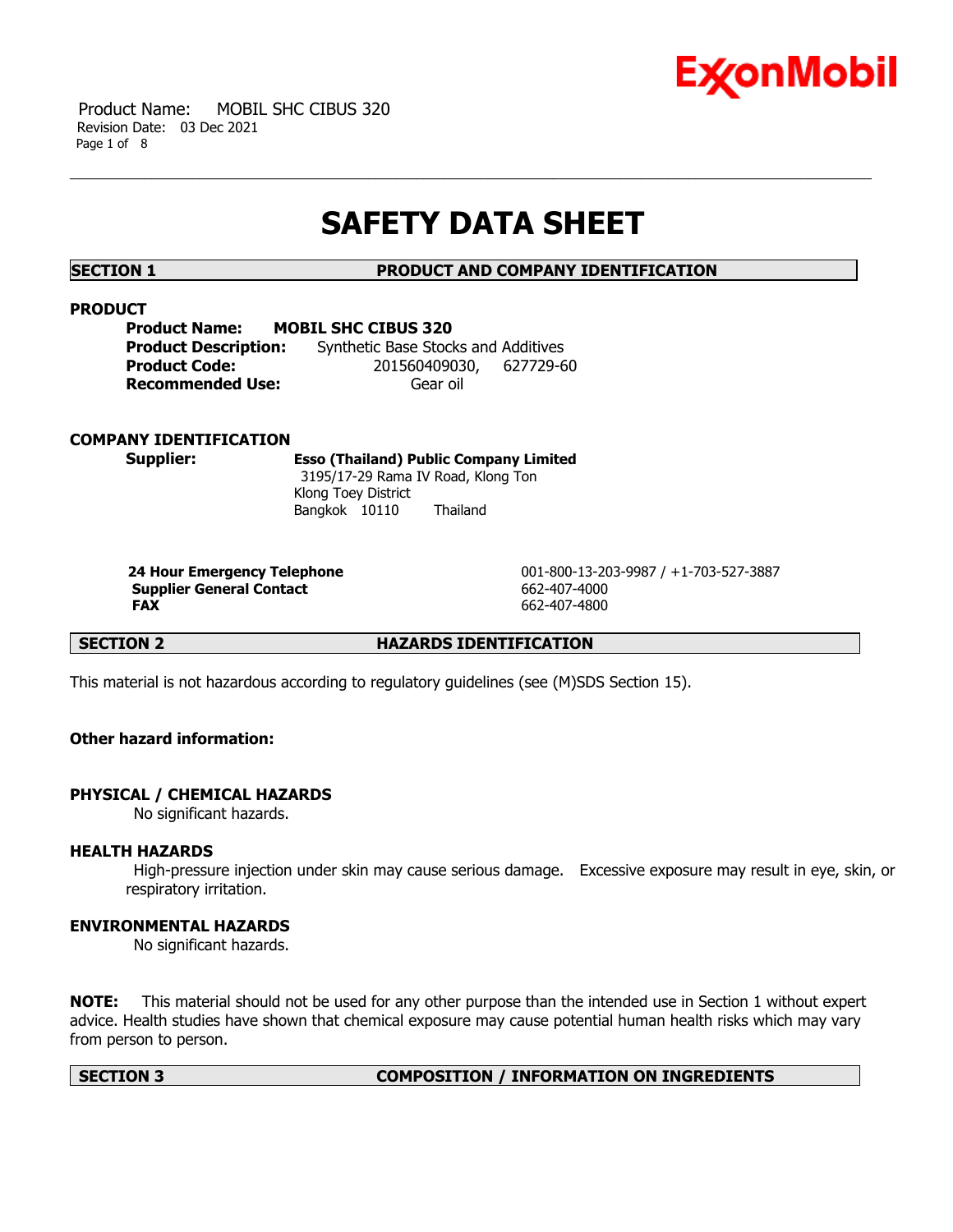# SAFETY DATA SHEET

## SECTION 1 PRODUCT AND COMPANY IDENTIFICATION

### PRODUCT

**Product Name:** **MOBIL SHC CIBUS 320**
**Product Description:** Synthetic Base Stocks and Additives
**Product Code:** 201560409030, 627729-60
**Recommended Use:** Gear oil

### COMPANY IDENTIFICATION

**Supplier:** **Esso (Thailand) Public Company Limited**
3195/17-29 Rama IV Road, Klong Ton
Klong Toey District
Bangkok 10110 Thailand

| | |
|---|---|
| **24 Hour Emergency Telephone** | 001-800-13-203-9987 / +1-703-527-3887 |
| **Supplier General Contact** | 662-407-4000 |
| **FAX** | 662-407-4800 |

## SECTION 2 HAZARDS IDENTIFICATION

This material is not hazardous according to regulatory guidelines (see (M)SDS Section 15).

**Other hazard information:**

### PHYSICAL / CHEMICAL HAZARDS

No significant hazards.

### HEALTH HAZARDS

High-pressure injection under skin may cause serious damage. Excessive exposure may result in eye, skin, or respiratory irritation.

### ENVIRONMENTAL HAZARDS

No significant hazards.

**NOTE:** This material should not be used for any other purpose than the intended use in Section 1 without expert advice. Health studies have shown that chemical exposure may cause potential human health risks which may vary from person to person.

## SECTION 3 COMPOSITION / INFORMATION ON INGREDIENTS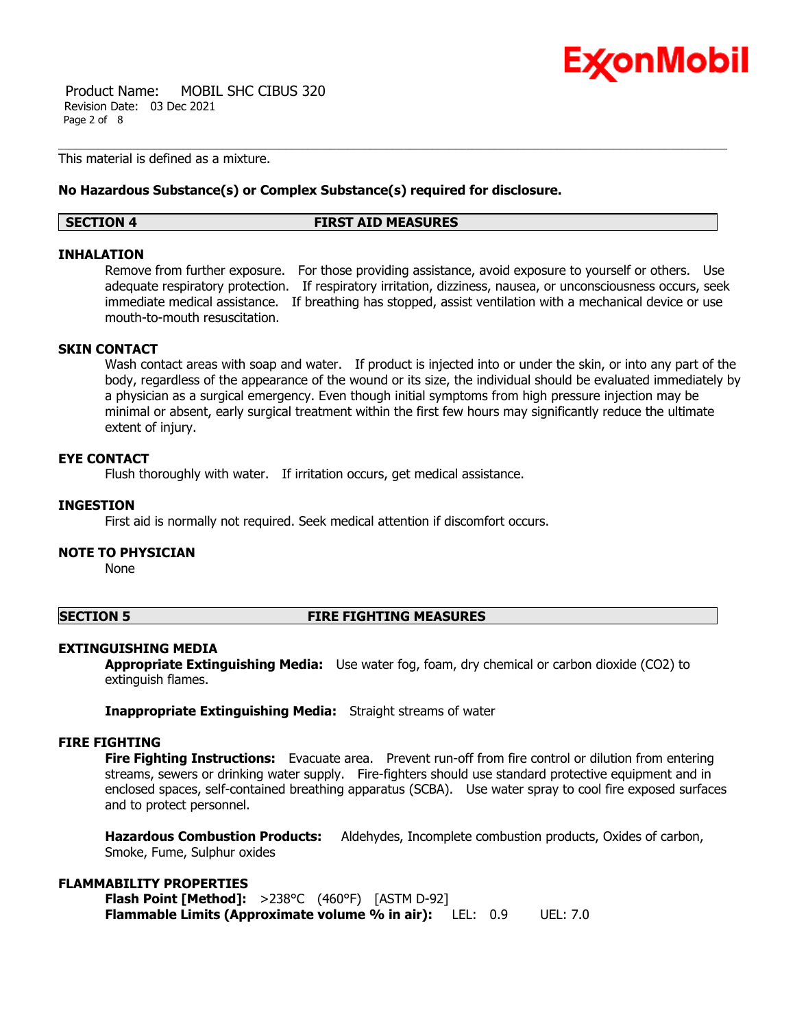This material is defined as a mixture.

**No Hazardous Substance(s) or Complex Substance(s) required for disclosure.**

## SECTION 4 FIRST AID MEASURES

### INHALATION

Remove from further exposure. For those providing assistance, avoid exposure to yourself or others. Use adequate respiratory protection. If respiratory irritation, dizziness, nausea, or unconsciousness occurs, seek immediate medical assistance. If breathing has stopped, assist ventilation with a mechanical device or use mouth-to-mouth resuscitation.

### SKIN CONTACT

Wash contact areas with soap and water. If product is injected into or under the skin, or into any part of the body, regardless of the appearance of the wound or its size, the individual should be evaluated immediately by a physician as a surgical emergency. Even though initial symptoms from high pressure injection may be minimal or absent, early surgical treatment within the first few hours may significantly reduce the ultimate extent of injury.

### EYE CONTACT

Flush thoroughly with water. If irritation occurs, get medical assistance.

### INGESTION

First aid is normally not required. Seek medical attention if discomfort occurs.

### NOTE TO PHYSICIAN

None

## SECTION 5 FIRE FIGHTING MEASURES

### EXTINGUISHING MEDIA

**Appropriate Extinguishing Media:** Use water fog, foam, dry chemical or carbon dioxide ($CO_2$) to extinguish flames.

**Inappropriate Extinguishing Media:** Straight streams of water

### FIRE FIGHTING

**Fire Fighting Instructions:** Evacuate area. Prevent run-off from fire control or dilution from entering streams, sewers or drinking water supply. Fire-fighters should use standard protective equipment and in enclosed spaces, self-contained breathing apparatus (SCBA). Use water spray to cool fire exposed surfaces and to protect personnel.

**Hazardous Combustion Products:** Aldehydes, Incomplete combustion products, Oxides of carbon, Smoke, Fume, Sulphur oxides

### FLAMMABILITY PROPERTIES

**Flash Point [Method]:** >238°C (460°F) [ASTM D-92]
**Flammable Limits (Approximate volume % in air):** LEL: 0.9 UEL: 7.0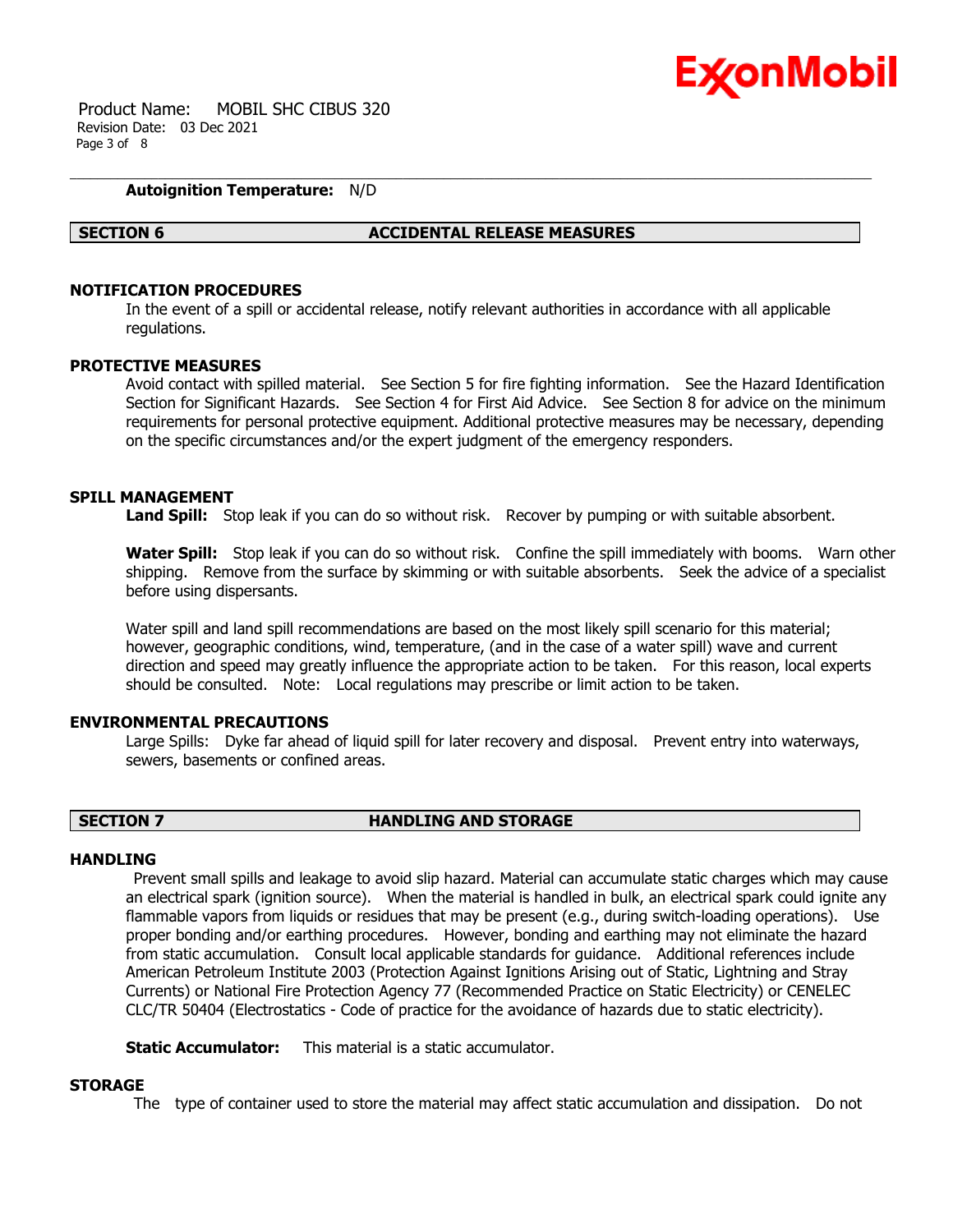**Autoignition Temperature:** N/D

## SECTION 6 ACCIDENTAL RELEASE MEASURES

### NOTIFICATION PROCEDURES

In the event of a spill or accidental release, notify relevant authorities in accordance with all applicable regulations.

### PROTECTIVE MEASURES

Avoid contact with spilled material. See Section 5 for fire fighting information. See the Hazard Identification Section for Significant Hazards. See Section 4 for First Aid Advice. See Section 8 for advice on the minimum requirements for personal protective equipment. Additional protective measures may be necessary, depending on the specific circumstances and/or the expert judgment of the emergency responders.

### SPILL MANAGEMENT

**Land Spill:** Stop leak if you can do so without risk. Recover by pumping or with suitable absorbent.

**Water Spill:** Stop leak if you can do so without risk. Confine the spill immediately with booms. Warn other shipping. Remove from the surface by skimming or with suitable absorbents. Seek the advice of a specialist before using dispersants.

Water spill and land spill recommendations are based on the most likely spill scenario for this material; however, geographic conditions, wind, temperature, (and in the case of a water spill) wave and current direction and speed may greatly influence the appropriate action to be taken. For this reason, local experts should be consulted. Note: Local regulations may prescribe or limit action to be taken.

### ENVIRONMENTAL PRECAUTIONS

Large Spills: Dyke far ahead of liquid spill for later recovery and disposal. Prevent entry into waterways, sewers, basements or confined areas.

## SECTION 7 HANDLING AND STORAGE

### HANDLING

Prevent small spills and leakage to avoid slip hazard. Material can accumulate static charges which may cause an electrical spark (ignition source). When the material is handled in bulk, an electrical spark could ignite any flammable vapors from liquids or residues that may be present (e.g., during switch-loading operations). Use proper bonding and/or earthing procedures. However, bonding and earthing may not eliminate the hazard from static accumulation. Consult local applicable standards for guidance. Additional references include American Petroleum Institute 2003 (Protection Against Ignitions Arising out of Static, Lightning and Stray Currents) or National Fire Protection Agency 77 (Recommended Practice on Static Electricity) or CENELEC CLC/TR 50404 (Electrostatics - Code of practice for the avoidance of hazards due to static electricity).

**Static Accumulator:** This material is a static accumulator.

### STORAGE

The type of container used to store the material may affect static accumulation and dissipation. Do not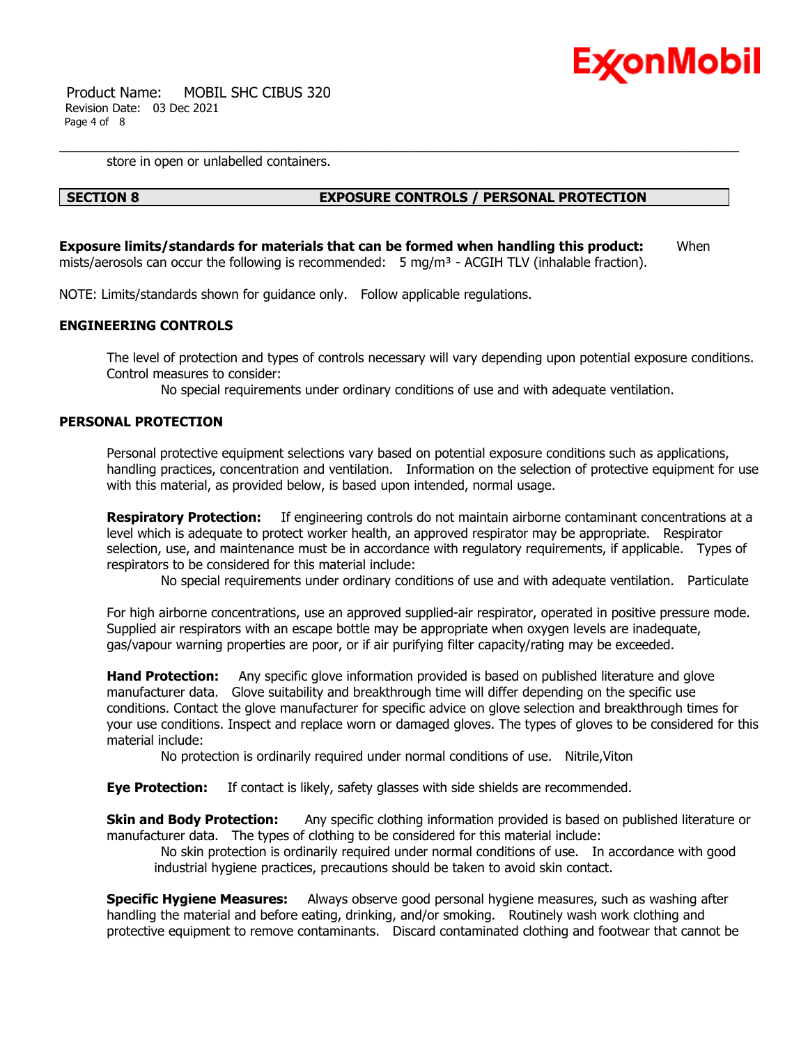store in open or unlabelled containers.

## SECTION 8 EXPOSURE CONTROLS / PERSONAL PROTECTION

**Exposure limits/standards for materials that can be formed when handling this product:** When mists/aerosols can occur the following is recommended: 5 mg/m³ - ACGIH TLV (inhalable fraction).

NOTE: Limits/standards shown for guidance only. Follow applicable regulations.

### ENGINEERING CONTROLS

The level of protection and types of controls necessary will vary depending upon potential exposure conditions. Control measures to consider:

No special requirements under ordinary conditions of use and with adequate ventilation.

### PERSONAL PROTECTION

Personal protective equipment selections vary based on potential exposure conditions such as applications, handling practices, concentration and ventilation. Information on the selection of protective equipment for use with this material, as provided below, is based upon intended, normal usage.

**Respiratory Protection:** If engineering controls do not maintain airborne contaminant concentrations at a level which is adequate to protect worker health, an approved respirator may be appropriate. Respirator selection, use, and maintenance must be in accordance with regulatory requirements, if applicable. Types of respirators to be considered for this material include:

No special requirements under ordinary conditions of use and with adequate ventilation. Particulate

For high airborne concentrations, use an approved supplied-air respirator, operated in positive pressure mode. Supplied air respirators with an escape bottle may be appropriate when oxygen levels are inadequate, gas/vapour warning properties are poor, or if air purifying filter capacity/rating may be exceeded.

**Hand Protection:** Any specific glove information provided is based on published literature and glove manufacturer data. Glove suitability and breakthrough time will differ depending on the specific use conditions. Contact the glove manufacturer for specific advice on glove selection and breakthrough times for your use conditions. Inspect and replace worn or damaged gloves. The types of gloves to be considered for this material include:

No protection is ordinarily required under normal conditions of use. Nitrile,Viton

**Eye Protection:** If contact is likely, safety glasses with side shields are recommended.

**Skin and Body Protection:** Any specific clothing information provided is based on published literature or manufacturer data. The types of clothing to be considered for this material include:

No skin protection is ordinarily required under normal conditions of use. In accordance with good industrial hygiene practices, precautions should be taken to avoid skin contact.

**Specific Hygiene Measures:** Always observe good personal hygiene measures, such as washing after handling the material and before eating, drinking, and/or smoking. Routinely wash work clothing and protective equipment to remove contaminants. Discard contaminated clothing and footwear that cannot be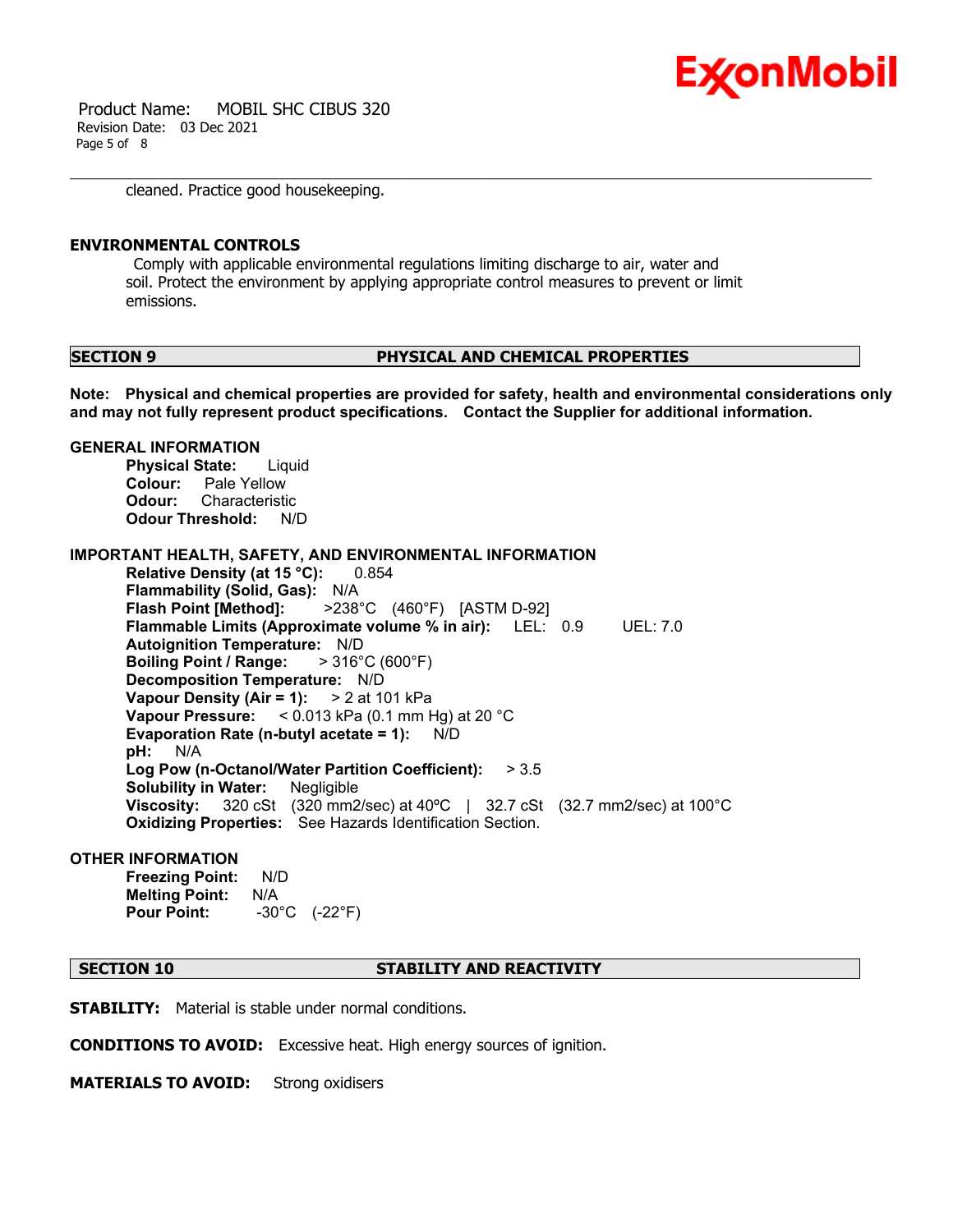cleaned. Practice good housekeeping.

### ENVIRONMENTAL CONTROLS

Comply with applicable environmental regulations limiting discharge to air, water and soil. Protect the environment by applying appropriate control measures to prevent or limit emissions.

## SECTION 9 PHYSICAL AND CHEMICAL PROPERTIES

**Note: Physical and chemical properties are provided for safety, health and environmental considerations only and may not fully represent product specifications. Contact the Supplier for additional information.**

### GENERAL INFORMATION

**Physical State:** Liquid
**Colour:** Pale Yellow
**Odour:** Characteristic
**Odour Threshold:** N/D

### IMPORTANT HEALTH, SAFETY, AND ENVIRONMENTAL INFORMATION

**Relative Density (at 15 °C):** 0.854
**Flammability (Solid, Gas):** N/A
**Flash Point [Method]:** >238°C (460°F) [ASTM D-92]
**Flammable Limits (Approximate volume % in air):** LEL: 0.9 UEL: 7.0
**Autoignition Temperature:** N/D
**Boiling Point / Range:** > 316°C (600°F)
**Decomposition Temperature:** N/D
**Vapour Density (Air = 1):** > 2 at 101 kPa
**Vapour Pressure:** < 0.013 kPa (0.1 mm Hg) at 20 °C
**Evaporation Rate (n-butyl acetate = 1):** N/D
**pH:** N/A
**Log Pow (n-Octanol/Water Partition Coefficient):** > 3.5
**Solubility in Water:** Negligible
**Viscosity:** 320 cSt (320 mm2/sec) at 40ºC | 32.7 cSt (32.7 mm2/sec) at 100°C
**Oxidizing Properties:** See Hazards Identification Section.

### OTHER INFORMATION

**Freezing Point:** N/D
**Melting Point:** N/A
**Pour Point:** -30°C (-22°F)

## SECTION 10 STABILITY AND REACTIVITY

**STABILITY:** Material is stable under normal conditions.

**CONDITIONS TO AVOID:** Excessive heat. High energy sources of ignition.

**MATERIALS TO AVOID:** Strong oxidisers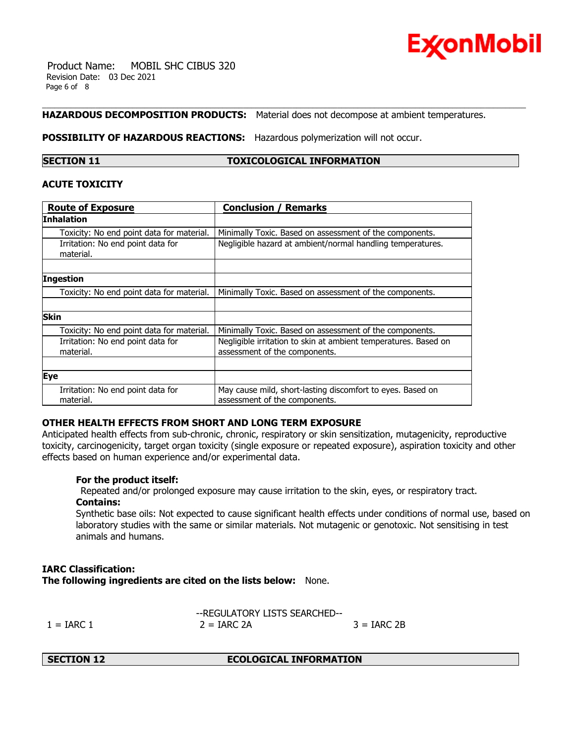**HAZARDOUS DECOMPOSITION PRODUCTS:** Material does not decompose at ambient temperatures.

**POSSIBILITY OF HAZARDOUS REACTIONS:** Hazardous polymerization will not occur.

## SECTION 11 TOXICOLOGICAL INFORMATION

### ACUTE TOXICITY

| Route of Exposure | Conclusion / Remarks |
|---|---|
| **Inhalation** | |
| Toxicity: No end point data for material. | Minimally Toxic. Based on assessment of the components. |
| Irritation: No end point data for material. | Negligible hazard at ambient/normal handling temperatures. |
| | |
| **Ingestion** | |
| Toxicity: No end point data for material. | Minimally Toxic. Based on assessment of the components. |
| | |
| **Skin** | |
| Toxicity: No end point data for material. | Minimally Toxic. Based on assessment of the components. |
| Irritation: No end point data for material. | Negligible irritation to skin at ambient temperatures. Based on assessment of the components. |
| | |
| **Eye** | |
| Irritation: No end point data for material. | May cause mild, short-lasting discomfort to eyes. Based on assessment of the components. |

### OTHER HEALTH EFFECTS FROM SHORT AND LONG TERM EXPOSURE

Anticipated health effects from sub-chronic, chronic, respiratory or skin sensitization, mutagenicity, reproductive toxicity, carcinogenicity, target organ toxicity (single exposure or repeated exposure), aspiration toxicity and other effects based on human experience and/or experimental data.

**For the product itself:**
Repeated and/or prolonged exposure may cause irritation to the skin, eyes, or respiratory tract.
**Contains:**
Synthetic base oils: Not expected to cause significant health effects under conditions of normal use, based on laboratory studies with the same or similar materials. Not mutagenic or genotoxic. Not sensitising in test animals and humans.

**IARC Classification:**
**The following ingredients are cited on the lists below:** None.

--REGULATORY LISTS SEARCHED--

1 = IARC 1    2 = IARC 2A    3 = IARC 2B

## SECTION 12 ECOLOGICAL INFORMATION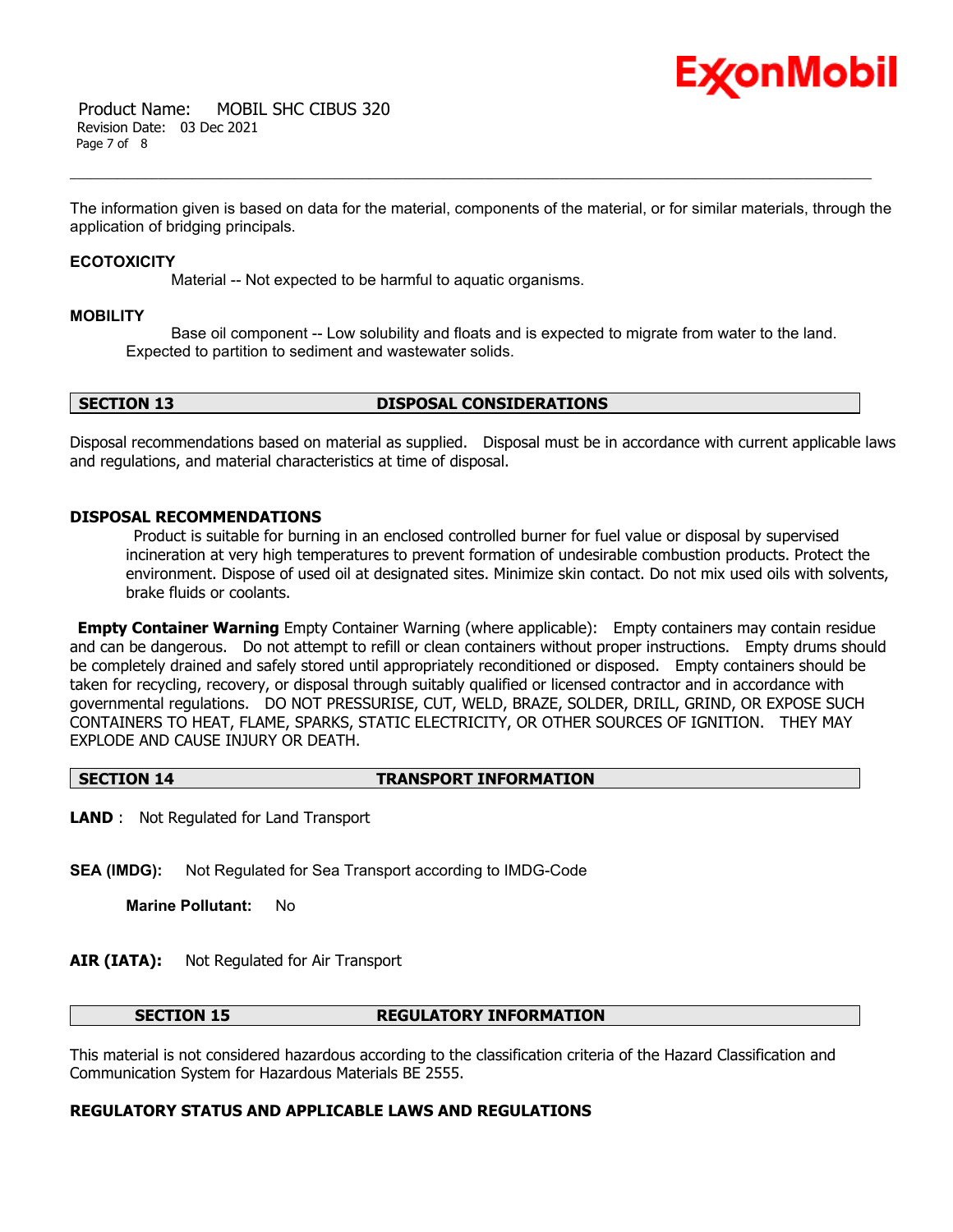The information given is based on data for the material, components of the material, or for similar materials, through the application of bridging principals.

### ECOTOXICITY

Material -- Not expected to be harmful to aquatic organisms.

### MOBILITY

Base oil component -- Low solubility and floats and is expected to migrate from water to the land. Expected to partition to sediment and wastewater solids.

## SECTION 13 DISPOSAL CONSIDERATIONS

Disposal recommendations based on material as supplied. Disposal must be in accordance with current applicable laws and regulations, and material characteristics at time of disposal.

### DISPOSAL RECOMMENDATIONS

Product is suitable for burning in an enclosed controlled burner for fuel value or disposal by supervised incineration at very high temperatures to prevent formation of undesirable combustion products. Protect the environment. Dispose of used oil at designated sites. Minimize skin contact. Do not mix used oils with solvents, brake fluids or coolants.

**Empty Container Warning** Empty Container Warning (where applicable): Empty containers may contain residue and can be dangerous. Do not attempt to refill or clean containers without proper instructions. Empty drums should be completely drained and safely stored until appropriately reconditioned or disposed. Empty containers should be taken for recycling, recovery, or disposal through suitably qualified or licensed contractor and in accordance with governmental regulations. DO NOT PRESSURISE, CUT, WELD, BRAZE, SOLDER, DRILL, GRIND, OR EXPOSE SUCH CONTAINERS TO HEAT, FLAME, SPARKS, STATIC ELECTRICITY, OR OTHER SOURCES OF IGNITION. THEY MAY EXPLODE AND CAUSE INJURY OR DEATH.

## SECTION 14 TRANSPORT INFORMATION

**LAND** : Not Regulated for Land Transport

**SEA (IMDG):** Not Regulated for Sea Transport according to IMDG-Code

**Marine Pollutant:** No

**AIR (IATA):** Not Regulated for Air Transport

## SECTION 15 REGULATORY INFORMATION

This material is not considered hazardous according to the classification criteria of the Hazard Classification and Communication System for Hazardous Materials BE 2555.

### REGULATORY STATUS AND APPLICABLE LAWS AND REGULATIONS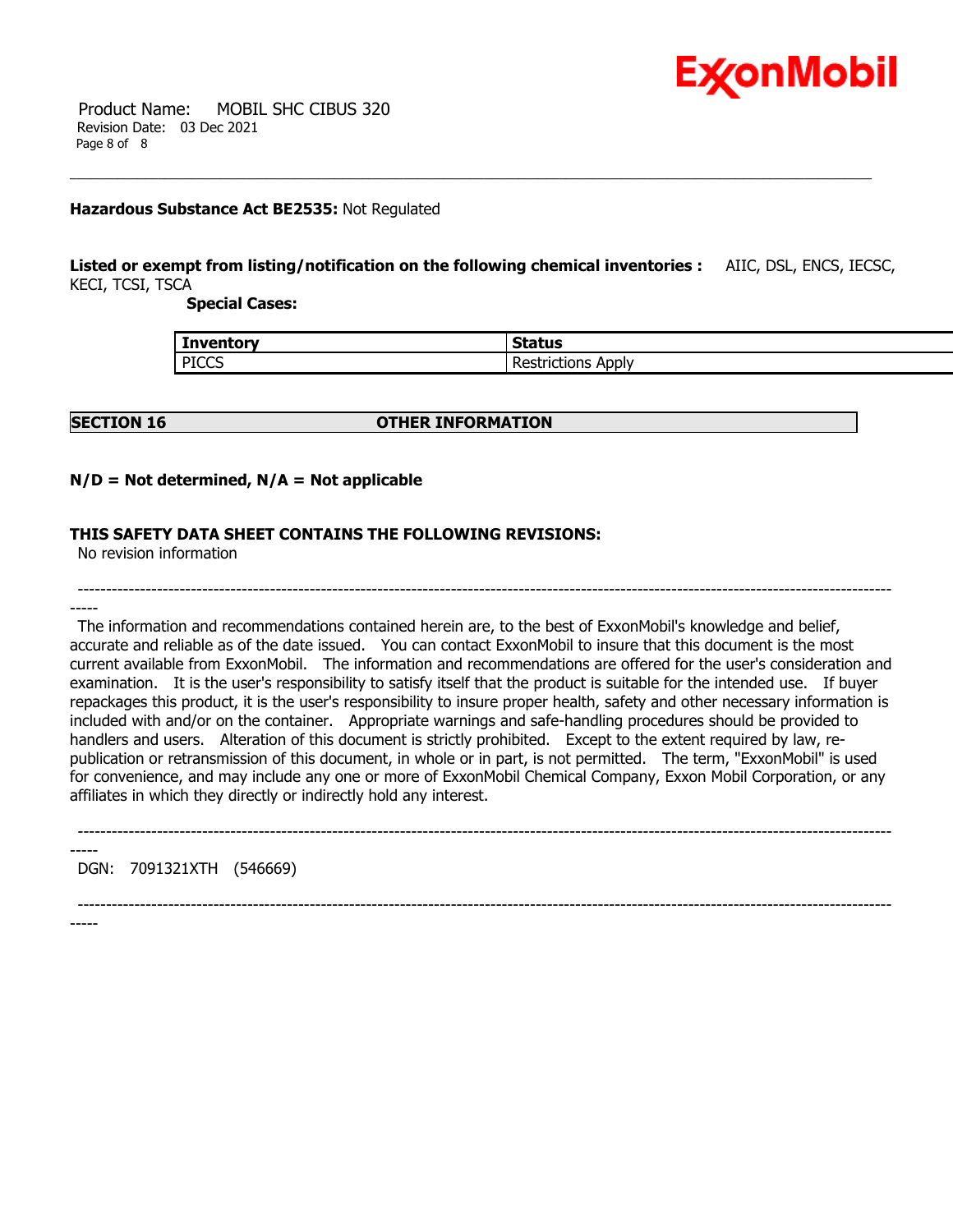**Hazardous Substance Act BE2535:** Not Regulated

**Listed or exempt from listing/notification on the following chemical inventories :** AIIC, DSL, ENCS, IECSC, KECI, TCSI, TSCA

**Special Cases:**

| Inventory | Status |
|---|---|
| PICCS | Restrictions Apply |

## SECTION 16 OTHER INFORMATION

**N/D = Not determined, N/A = Not applicable**

**THIS SAFETY DATA SHEET CONTAINS THE FOLLOWING REVISIONS:**

No revision information

-----------------------------------------------------------------------------------------------------------------------------------------------

The information and recommendations contained herein are, to the best of ExxonMobil's knowledge and belief, accurate and reliable as of the date issued. You can contact ExxonMobil to insure that this document is the most current available from ExxonMobil. The information and recommendations are offered for the user's consideration and examination. It is the user's responsibility to satisfy itself that the product is suitable for the intended use. If buyer repackages this product, it is the user's responsibility to insure proper health, safety and other necessary information is included with and/or on the container. Appropriate warnings and safe-handling procedures should be provided to handlers and users. Alteration of this document is strictly prohibited. Except to the extent required by law, re-publication or retransmission of this document, in whole or in part, is not permitted. The term, "ExxonMobil" is used for convenience, and may include any one or more of ExxonMobil Chemical Company, Exxon Mobil Corporation, or any affiliates in which they directly or indirectly hold any interest.

-----------------------------------------------------------------------------------------------------------------------------------------------

DGN: 7091321XTH (546669)

-----------------------------------------------------------------------------------------------------------------------------------------------